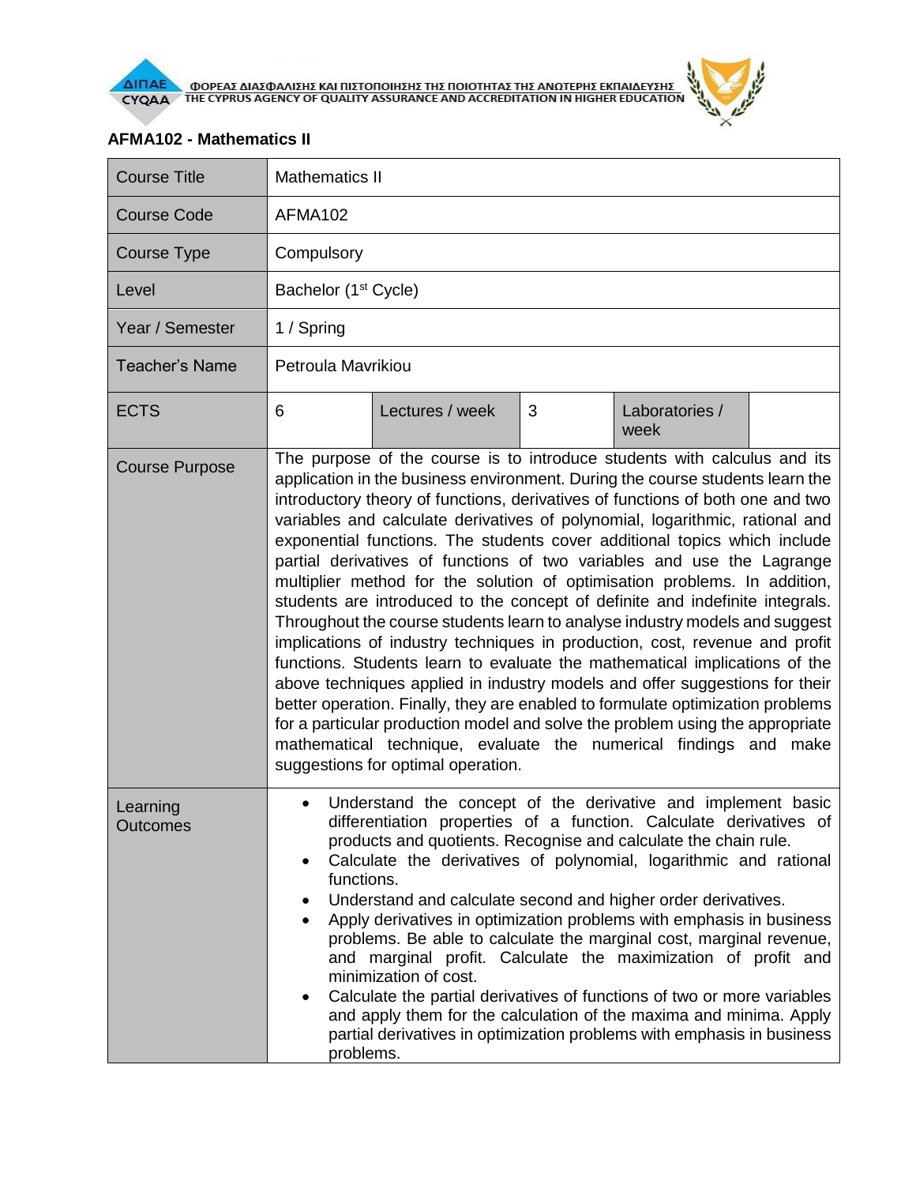ΦΟΡΕΑΣ ΔΙΑΣΦΑΛΙΣΗΣ ΚΑΙ ΠΙΣΤΟΠΟΙΗΣΗΣ ΤΗΣ ΠΟΙΟΤΗΤΑΣ ΤΗΣ ΑΝΩΤΕΡΗΣ ΕΚΠΑΙΔΕΥΣΗΣ
THE CYPRUS AGENCY OF QUALITY ASSURANCE AND ACCREDITATION IN HIGHER EDUCATION

**AFMA102 - Mathematics II**

| Course Title | Mathematics II | | | | |
|---|---|---|---|---|---|
| Course Code | AFMA102 | | | | |
| Course Type | Compulsory | | | | |
| Level | Bachelor (1st Cycle) | | | | |
| Year / Semester | 1 / Spring | | | | |
| Teacher's Name | Petroula Mavrikiou | | | | |
| ECTS | 6 | Lectures / week | 3 | Laboratories / week | |
| Course Purpose | The purpose of the course is to introduce students with calculus and its application in the business environment. During the course students learn the introductory theory of functions, derivatives of functions of both one and two variables and calculate derivatives of polynomial, logarithmic, rational and exponential functions. The students cover additional topics which include partial derivatives of functions of two variables and use the Lagrange multiplier method for the solution of optimisation problems. In addition, students are introduced to the concept of definite and indefinite integrals. Throughout the course students learn to analyse industry models and suggest implications of industry techniques in production, cost, revenue and profit functions. Students learn to evaluate the mathematical implications of the above techniques applied in industry models and offer suggestions for their better operation. Finally, they are enabled to formulate optimization problems for a particular production model and solve the problem using the appropriate mathematical technique, evaluate the numerical findings and make suggestions for optimal operation. | | | | |
| Learning Outcomes | • Understand the concept of the derivative and implement basic differentiation properties of a function. Calculate derivatives of products and quotients. Recognise and calculate the chain rule.<br>• Calculate the derivatives of polynomial, logarithmic and rational functions.<br>• Understand and calculate second and higher order derivatives.<br>• Apply derivatives in optimization problems with emphasis in business problems. Be able to calculate the marginal cost, marginal revenue, and marginal profit. Calculate the maximization of profit and minimization of cost.<br>• Calculate the partial derivatives of functions of two or more variables and apply them for the calculation of the maxima and minima. Apply partial derivatives in optimization problems with emphasis in business problems. | | | | |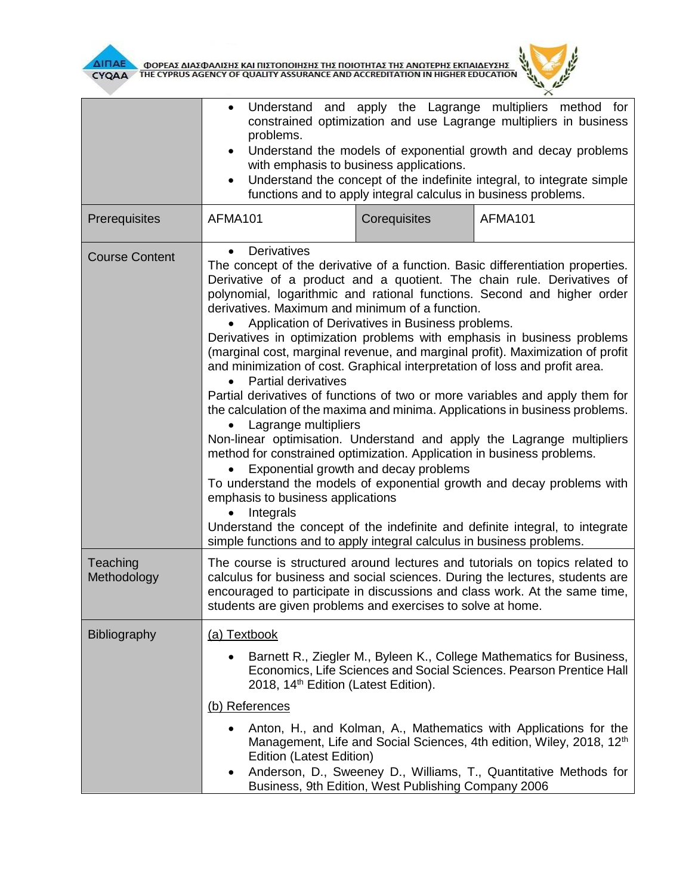| | | | |
|---|---|---|---|
| | • Understand and apply the Lagrange multipliers method for constrained optimization and use Lagrange multipliers in business problems.<br>• Understand the models of exponential growth and decay problems with emphasis to business applications.<br>• Understand the concept of the indefinite integral, to integrate simple functions and to apply integral calculus in business problems. | | |
| Prerequisites | AFMA101 | Corequisites | AFMA101 |
| Course Content | • Derivatives<br>The concept of the derivative of a function. Basic differentiation properties. Derivative of a product and a quotient. The chain rule. Derivatives of polynomial, logarithmic and rational functions. Second and higher order derivatives. Maximum and minimum of a function.<br>• Application of Derivatives in Business problems.<br>Derivatives in optimization problems with emphasis in business problems (marginal cost, marginal revenue, and marginal profit). Maximization of profit and minimization of cost. Graphical interpretation of loss and profit area.<br>• Partial derivatives<br>Partial derivatives of functions of two or more variables and apply them for the calculation of the maxima and minima. Applications in business problems.<br>• Lagrange multipliers<br>Non-linear optimisation. Understand and apply the Lagrange multipliers method for constrained optimization. Application in business problems.<br>• Exponential growth and decay problems<br>To understand the models of exponential growth and decay problems with emphasis to business applications<br>• Integrals<br>Understand the concept of the indefinite and definite integral, to integrate simple functions and to apply integral calculus in business problems. | | |
| Teaching Methodology | The course is structured around lectures and tutorials on topics related to calculus for business and social sciences. During the lectures, students are encouraged to participate in discussions and class work. At the same time, students are given problems and exercises to solve at home. | | |
| Bibliography | (a) Textbook<br>• Barnett R., Ziegler M., Byleen K., College Mathematics for Business, Economics, Life Sciences and Social Sciences. Pearson Prentice Hall 2018, 14th Edition (Latest Edition).<br>(b) References<br>• Anton, H., and Kolman, A., Mathematics with Applications for the Management, Life and Social Sciences, 4th edition, Wiley, 2018, 12th Edition (Latest Edition)<br>• Anderson, D., Sweeney D., Williams, T., Quantitative Methods for Business, 9th Edition, West Publishing Company 2006 | | |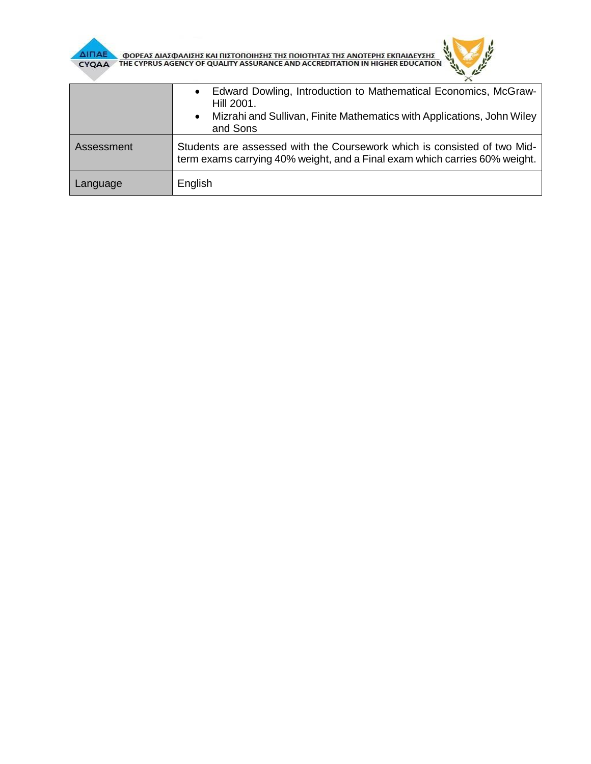| | |
|---|---|
| | • Edward Dowling, Introduction to Mathematical Economics, McGraw-Hill 2001.<br>• Mizrahi and Sullivan, Finite Mathematics with Applications, John Wiley and Sons |
| Assessment | Students are assessed with the Coursework which is consisted of two Mid-term exams carrying 40% weight, and a Final exam which carries 60% weight. |
| Language | English |